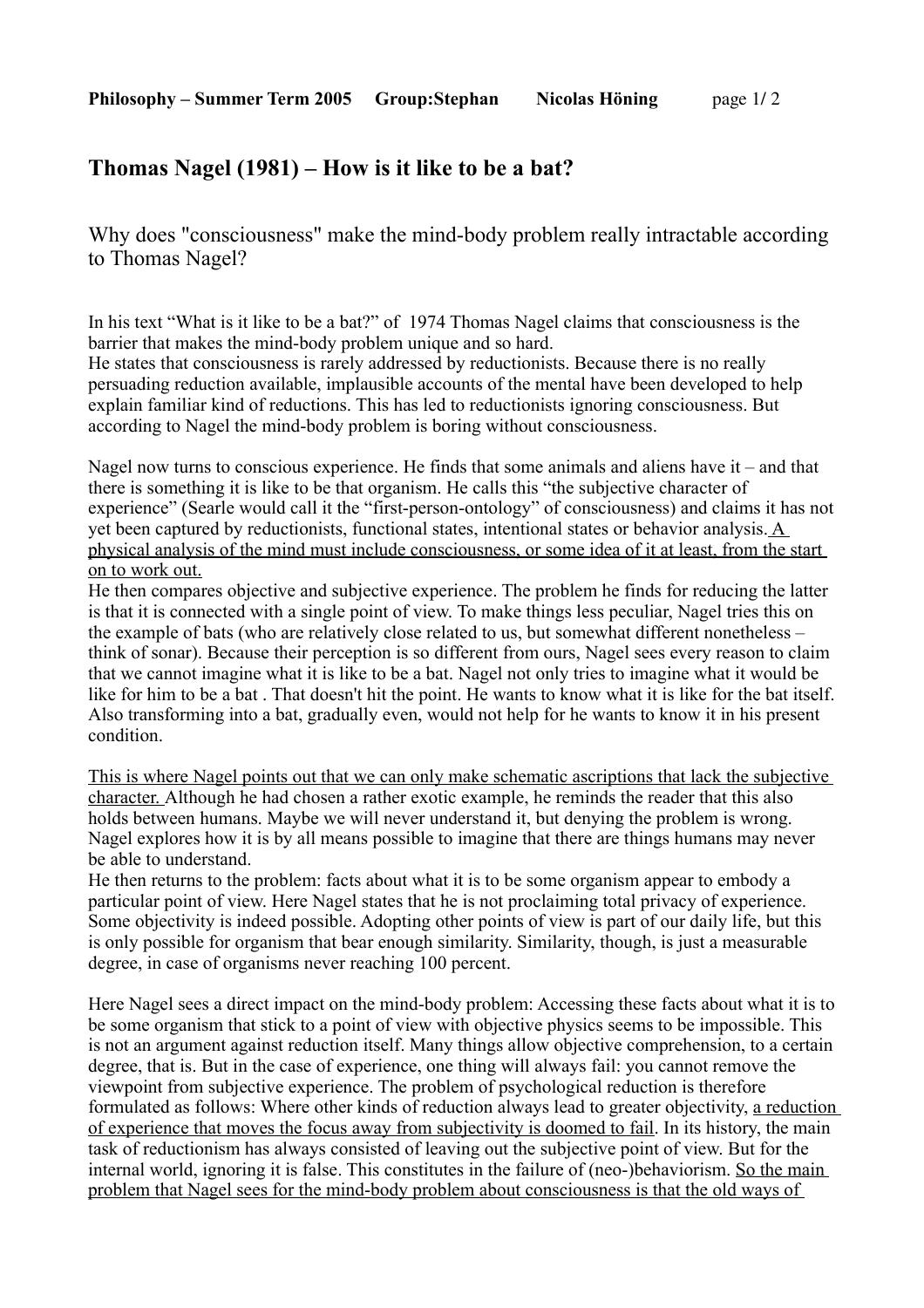# Thomas Nagel (1981) – How is it like to be a bat?

## Why does "consciousness" make the mind-body problem really intractable according to Thomas Nagel?

In his text "What is it like to be a bat?" of 1974 Thomas Nagel claims that consciousness is the barrier that makes the mind-body problem unique and so hard.
He states that consciousness is rarely addressed by reductionists. Because there is no really persuading reduction available, implausible accounts of the mental have been developed to help explain familiar kind of reductions. This has led to reductionists ignoring consciousness. But according to Nagel the mind-body problem is boring without consciousness.

Nagel now turns to conscious experience. He finds that some animals and aliens have it – and that there is something it is like to be that organism. He calls this "the subjective character of experience" (Searle would call it the "first-person-ontology" of consciousness) and claims it has not yet been captured by reductionists, functional states, intentional states or behavior analysis. <u>A physical analysis of the mind must include consciousness, or some idea of it at least, from the start on to work out.</u>
He then compares objective and subjective experience. The problem he finds for reducing the latter is that it is connected with a single point of view. To make things less peculiar, Nagel tries this on the example of bats (who are relatively close related to us, but somewhat different nonetheless – think of sonar). Because their perception is so different from ours, Nagel sees every reason to claim that we cannot imagine what it is like to be a bat. Nagel not only tries to imagine what it would be like for him to be a bat . That doesn't hit the point. He wants to know what it is like for the bat itself. Also transforming into a bat, gradually even, would not help for he wants to know it in his present condition.

<u>This is where Nagel points out that we can only make schematic ascriptions that lack the subjective character.</u> Although he had chosen a rather exotic example, he reminds the reader that this also holds between humans. Maybe we will never understand it, but denying the problem is wrong. Nagel explores how it is by all means possible to imagine that there are things humans may never be able to understand.
He then returns to the problem: facts about what it is to be some organism appear to embody a particular point of view. Here Nagel states that he is not proclaiming total privacy of experience. Some objectivity is indeed possible. Adopting other points of view is part of our daily life, but this is only possible for organism that bear enough similarity. Similarity, though, is just a measurable degree, in case of organisms never reaching 100 percent.

Here Nagel sees a direct impact on the mind-body problem: Accessing these facts about what it is to be some organism that stick to a point of view with objective physics seems to be impossible. This is not an argument against reduction itself. Many things allow objective comprehension, to a certain degree, that is. But in the case of experience, one thing will always fail: you cannot remove the viewpoint from subjective experience. The problem of psychological reduction is therefore formulated as follows: Where other kinds of reduction always lead to greater objectivity, <u>a reduction of experience that moves the focus away from subjectivity is doomed to fail</u>. In its history, the main task of reductionism has always consisted of leaving out the subjective point of view. But for the internal world, ignoring it is false. This constitutes in the failure of (neo-)behaviorism. <u>So the main problem that Nagel sees for the mind-body problem about consciousness is that the old ways of</u>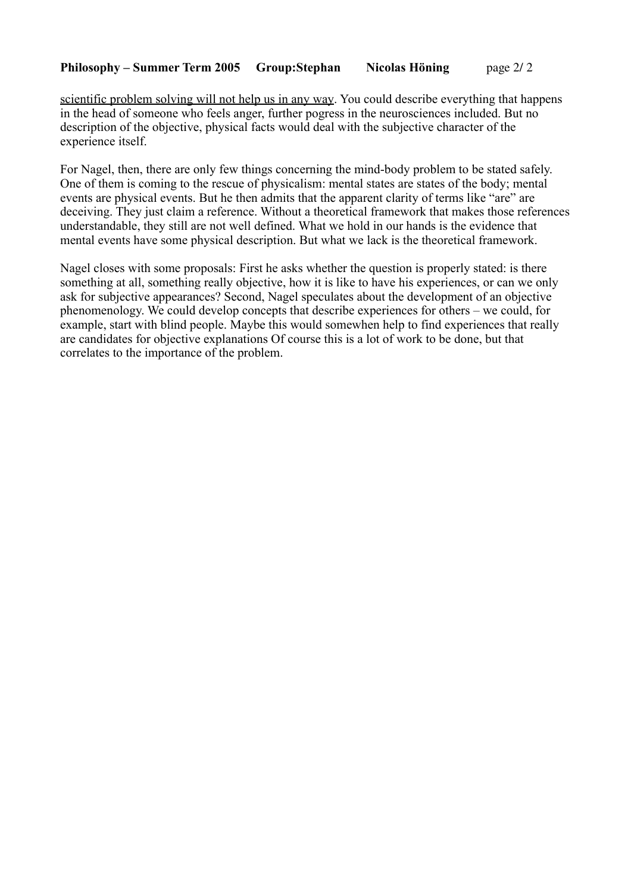<u>scientific problem solving will not help us in any way</u>. You could describe everything that happens in the head of someone who feels anger, further pogress in the neurosciences included. But no description of the objective, physical facts would deal with the subjective character of the experience itself.

For Nagel, then, there are only few things concerning the mind-body problem to be stated safely. One of them is coming to the rescue of physicalism: mental states are states of the body; mental events are physical events. But he then admits that the apparent clarity of terms like "are" are deceiving. They just claim a reference. Without a theoretical framework that makes those references understandable, they still are not well defined. What we hold in our hands is the evidence that mental events have some physical description. But what we lack is the theoretical framework.

Nagel closes with some proposals: First he asks whether the question is properly stated: is there something at all, something really objective, how it is like to have his experiences, or can we only ask for subjective appearances? Second, Nagel speculates about the development of an objective phenomenology. We could develop concepts that describe experiences for others – we could, for example, start with blind people. Maybe this would somewhen help to find experiences that really are candidates for objective explanations Of course this is a lot of work to be done, but that correlates to the importance of the problem.